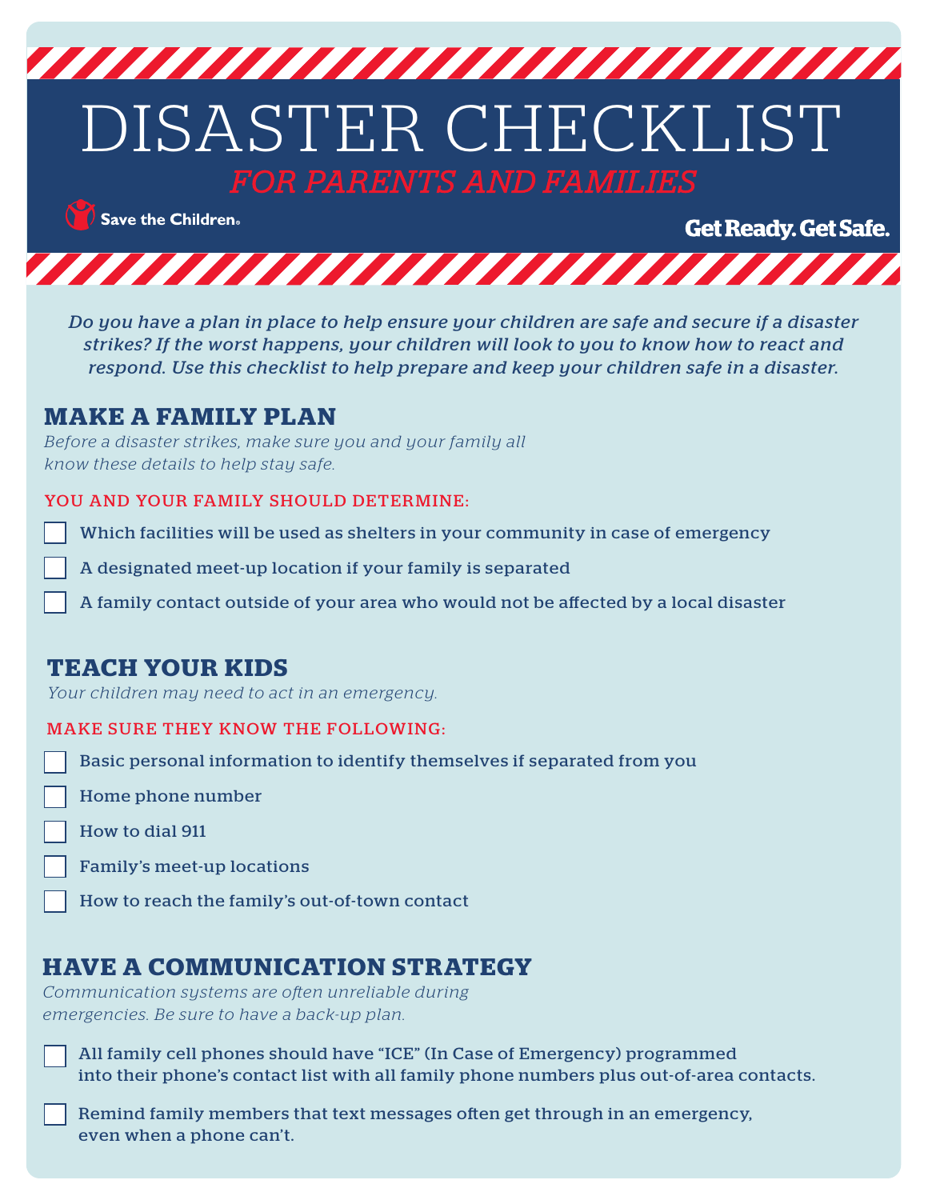# DISASTER CHECKLIST

## *FOR PARENTS AND FAMILIES*

Save the Children

**Get Ready. Get Safe.**

*Do you have a plan in place to help ensure your children are safe and secure if a disaster strikes? If the worst happens, your children will look to you to know how to react and respond. Use this checklist to help prepare and keep your children safe in a disaster.*

## MAKE A FAMILY PLAN

*Before a disaster strikes, make sure you and your family all know these details to help stay safe.*

YOU AND YOUR FAMILY SHOULD DETERMINE:

- [ ] Which facilities will be used as shelters in your community in case of emergency
- [ ] A designated meet-up location if your family is separated
- [ ] A family contact outside of your area who would not be affected by a local disaster

## TEACH YOUR KIDS

*Your children may need to act in an emergency.*

MAKE SURE THEY KNOW THE FOLLOWING:

- [ ] Basic personal information to identify themselves if separated from you
- [ ] Home phone number
- [ ] How to dial 911
- [ ] Family's meet-up locations
- [ ] How to reach the family's out-of-town contact

## HAVE A COMMUNICATION STRATEGY

*Communication systems are often unreliable during emergencies. Be sure to have a back-up plan.*

- [ ] All family cell phones should have "ICE" (In Case of Emergency) programmed into their phone's contact list with all family phone numbers plus out-of-area contacts.
- [ ] Remind family members that text messages often get through in an emergency, even when a phone can't.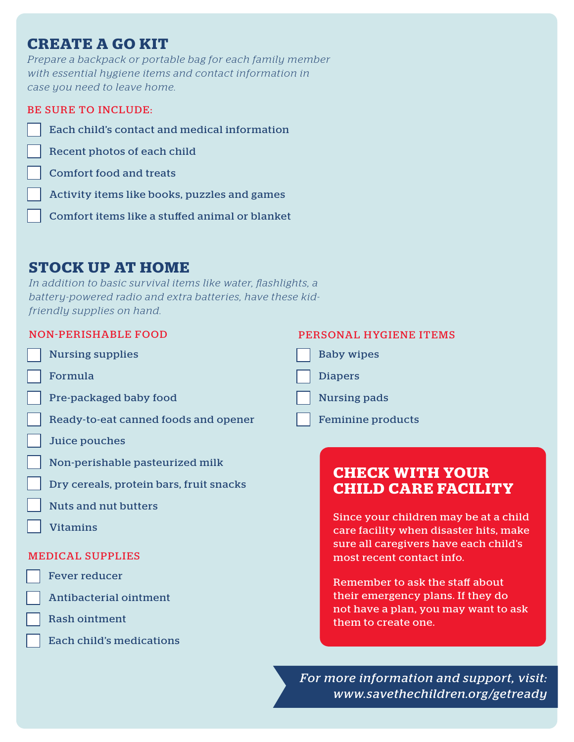## CREATE A GO KIT

*Prepare a backpack or portable bag for each family member with essential hygiene items and contact information in case you need to leave home.*

### BE SURE TO INCLUDE:

- [ ] Each child's contact and medical information
- [ ] Recent photos of each child
- [ ] Comfort food and treats
- [ ] Activity items like books, puzzles and games
- [ ] Comfort items like a stuffed animal or blanket

## STOCK UP AT HOME

*In addition to basic survival items like water, flashlights, a battery-powered radio and extra batteries, have these kid-friendly supplies on hand.*

### NON-PERISHABLE FOOD

- [ ] Nursing supplies
- [ ] Formula
- [ ] Pre-packaged baby food
- [ ] Ready-to-eat canned foods and opener
- [ ] Juice pouches
- [ ] Non-perishable pasteurized milk
- [ ] Dry cereals, protein bars, fruit snacks
- [ ] Nuts and nut butters
- [ ] Vitamins

### MEDICAL SUPPLIES

- [ ] Fever reducer
- [ ] Antibacterial ointment
- [ ] Rash ointment
- [ ] Each child's medications

### PERSONAL HYGIENE ITEMS

- [ ] Baby wipes
- [ ] Diapers
- [ ] Nursing pads
- [ ] Feminine products

## CHECK WITH YOUR CHILD CARE FACILITY

Since your children may be at a child care facility when disaster hits, make sure all caregivers have each child's most recent contact info.

Remember to ask the staff about their emergency plans. If they do not have a plan, you may want to ask them to create one.

*For more information and support, visit: www.savethechildren.org/getready*